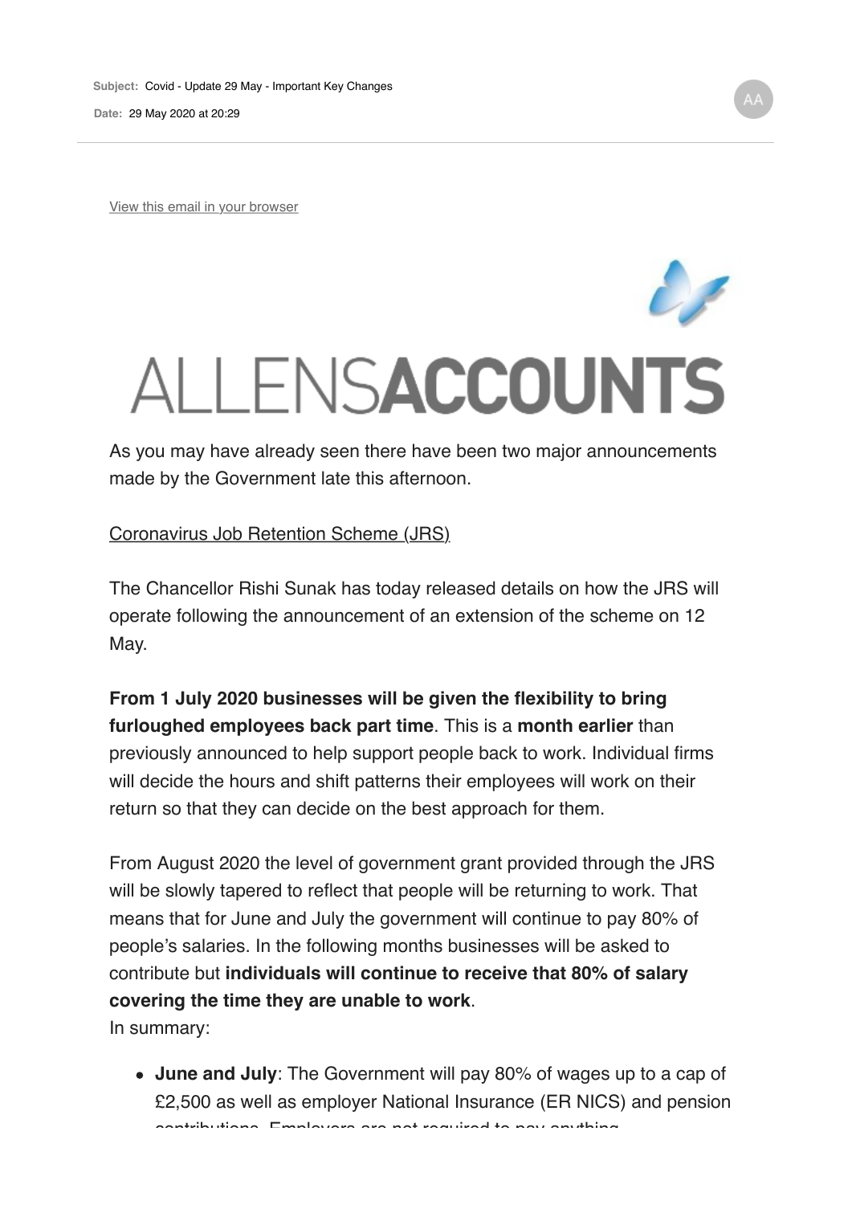**Subject:** Covid - Update 29 May - Important Key Changes

**Date:** 29 May 2020 at 20:29

View this email in your browser

# ALLENSACCOUNTS

As you may have already seen there have been two major announcements made by the Government late this afternoon.

Coronavirus Job Retention Scheme (JRS)

The Chancellor Rishi Sunak has today released details on how the JRS will operate following the announcement of an extension of the scheme on 12 May.

**From 1 July 2020 businesses will be given the flexibility to bring furloughed employees back part time**. This is a **month earlier** than previously announced to help support people back to work. Individual firms will decide the hours and shift patterns their employees will work on their return so that they can decide on the best approach for them.

From August 2020 the level of government grant provided through the JRS will be slowly tapered to reflect that people will be returning to work. That means that for June and July the government will continue to pay 80% of people's salaries. In the following months businesses will be asked to contribute but **individuals will continue to receive that 80% of salary covering the time they are unable to work**.

In summary:

- **June and July**: The Government will pay 80% of wages up to a cap of £2,500 as well as employer National Insurance (ER NICS) and pension contributions. Employers are not required to pay anything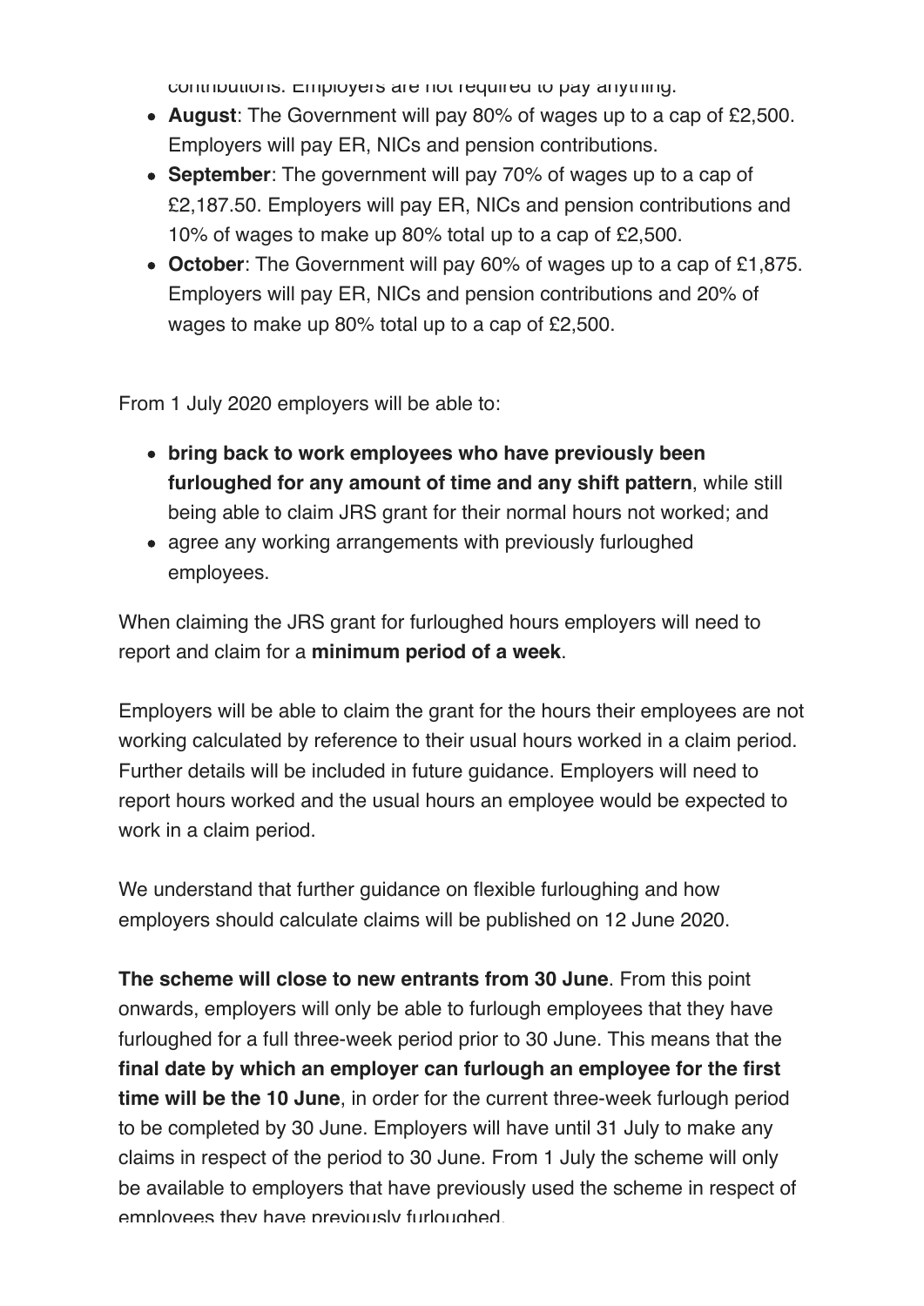contributions. Employers are not required to pay anything.

- **August**: The Government will pay 80% of wages up to a cap of £2,500. Employers will pay ER, NICs and pension contributions.
- **September**: The government will pay 70% of wages up to a cap of £2,187.50. Employers will pay ER, NICs and pension contributions and 10% of wages to make up 80% total up to a cap of £2,500.
- **October**: The Government will pay 60% of wages up to a cap of £1,875. Employers will pay ER, NICs and pension contributions and 20% of wages to make up 80% total up to a cap of £2,500.

From 1 July 2020 employers will be able to:

- **bring back to work employees who have previously been furloughed for any amount of time and any shift pattern**, while still being able to claim JRS grant for their normal hours not worked; and
- agree any working arrangements with previously furloughed employees.

When claiming the JRS grant for furloughed hours employers will need to report and claim for a **minimum period of a week**.

Employers will be able to claim the grant for the hours their employees are not working calculated by reference to their usual hours worked in a claim period. Further details will be included in future guidance. Employers will need to report hours worked and the usual hours an employee would be expected to work in a claim period.

We understand that further guidance on flexible furloughing and how employers should calculate claims will be published on 12 June 2020.

**The scheme will close to new entrants from 30 June**. From this point onwards, employers will only be able to furlough employees that they have furloughed for a full three-week period prior to 30 June. This means that the **final date by which an employer can furlough an employee for the first time will be the 10 June**, in order for the current three-week furlough period to be completed by 30 June. Employers will have until 31 July to make any claims in respect of the period to 30 June. From 1 July the scheme will only be available to employers that have previously used the scheme in respect of employees they have previously furloughed.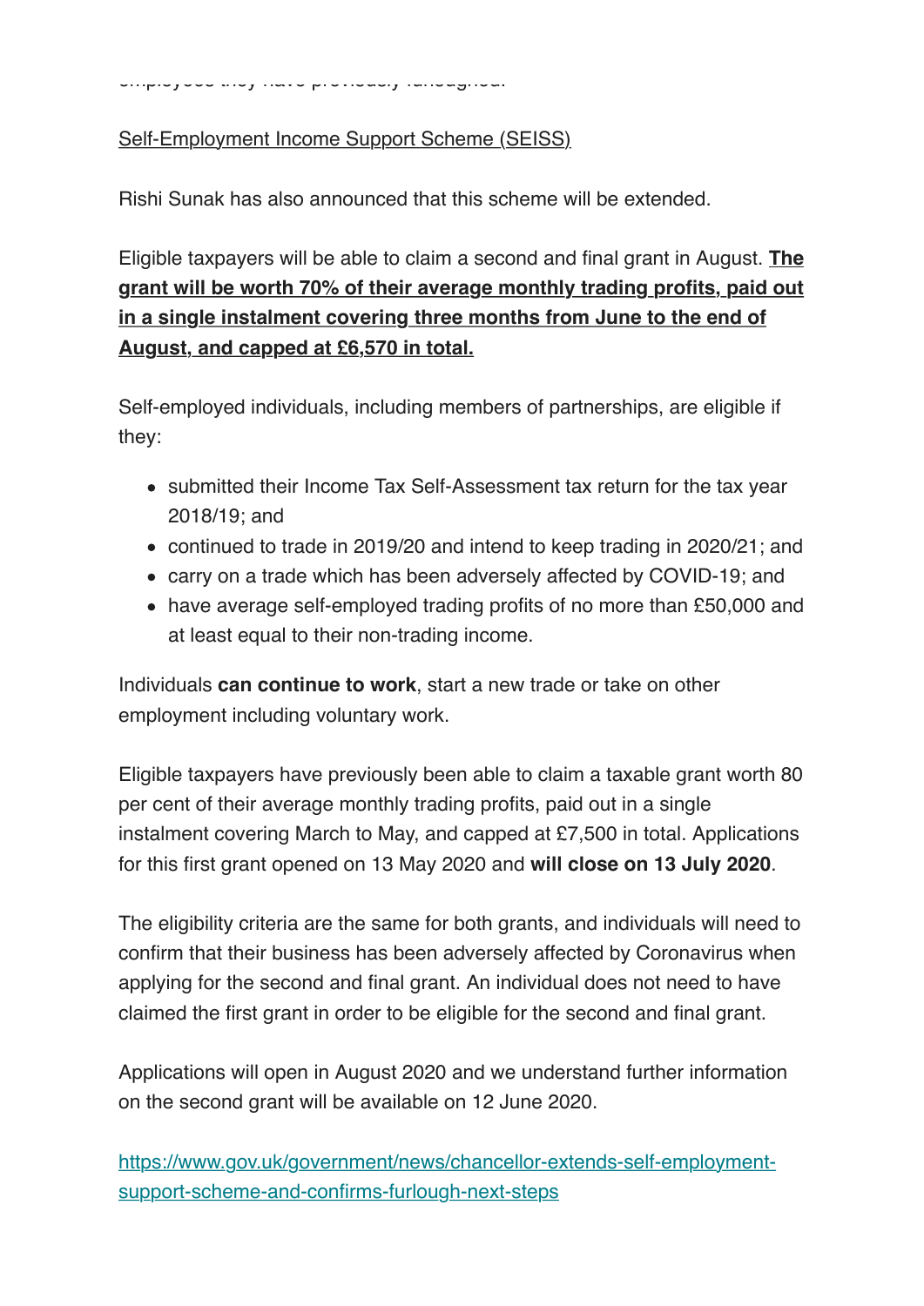employees they have previously furloughed.

[Self-Employment Income Support Scheme (SEISS)]

Rishi Sunak has also announced that this scheme will be extended.

Eligible taxpayers will be able to claim a second and final grant in August. **The grant will be worth 70% of their average monthly trading profits, paid out in a single instalment covering three months from June to the end of August, and capped at £6,570 in total.**

Self-employed individuals, including members of partnerships, are eligible if they:

- submitted their Income Tax Self-Assessment tax return for the tax year 2018/19; and
- continued to trade in 2019/20 and intend to keep trading in 2020/21; and
- carry on a trade which has been adversely affected by COVID-19; and
- have average self-employed trading profits of no more than £50,000 and at least equal to their non-trading income.

Individuals **can continue to work**, start a new trade or take on other employment including voluntary work.

Eligible taxpayers have previously been able to claim a taxable grant worth 80 per cent of their average monthly trading profits, paid out in a single instalment covering March to May, and capped at £7,500 in total. Applications for this first grant opened on 13 May 2020 and **will close on 13 July 2020**.

The eligibility criteria are the same for both grants, and individuals will need to confirm that their business has been adversely affected by Coronavirus when applying for the second and final grant. An individual does not need to have claimed the first grant in order to be eligible for the second and final grant.

Applications will open in August 2020 and we understand further information on the second grant will be available on 12 June 2020.

https://www.gov.uk/government/news/chancellor-extends-self-employment-support-scheme-and-confirms-furlough-next-steps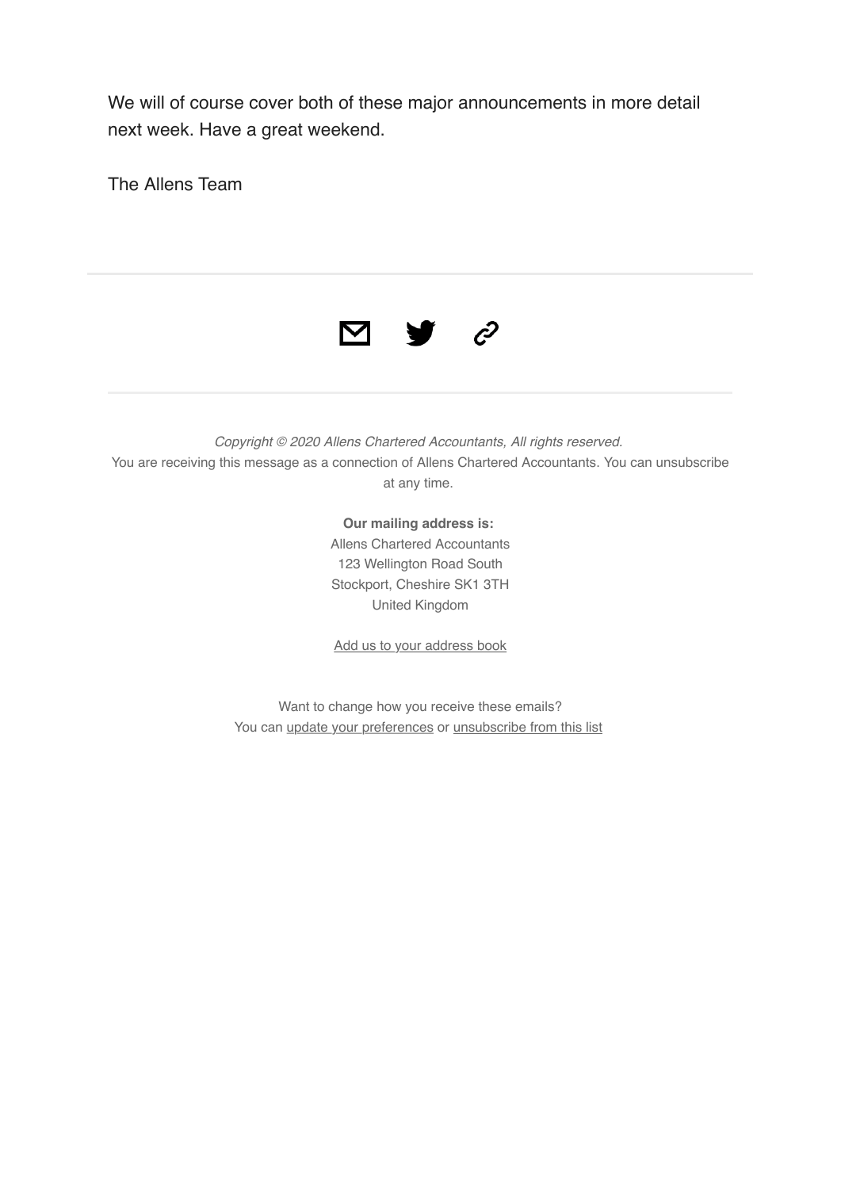We will of course cover both of these major announcements in more detail next week. Have a great weekend.

The Allens Team

---

*Copyright © 2020 Allens Chartered Accountants, All rights reserved.*

You are receiving this message as a connection of Allens Chartered Accountants. You can unsubscribe at any time.

**Our mailing address is:**

Allens Chartered Accountants
123 Wellington Road South
Stockport, Cheshire SK1 3TH
United Kingdom

Add us to your address book

Want to change how you receive these emails?
You can update your preferences or unsubscribe from this list